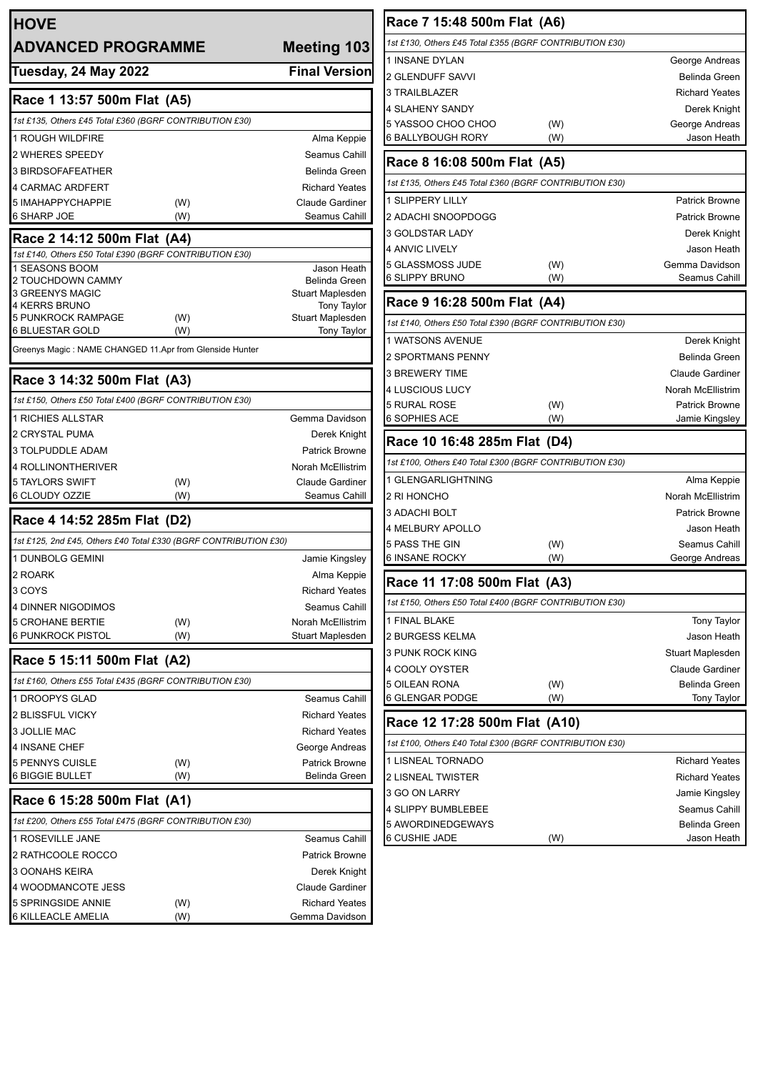# HOVE

## ADVANCED PROGRAMME — Meeting 103

**Tuesday, 24 May 2022** — **Final Version**

### Race 1 13:57 500m Flat (A5)

*1st £135, Others £45 Total £360 (BGRF CONTRIBUTION £30)*

| Trap / Dog | | Trainer |
|---|---|---|
| 1 ROUGH WILDFIRE | | Alma Keppie |
| 2 WHERES SPEEDY | | Seamus Cahill |
| 3 BIRDSOFAFEATHER | | Belinda Green |
| 4 CARMAC ARDFERT | | Richard Yeates |
| 5 IMAHAPPYCHAPPIE | (W) | Claude Gardiner |
| 6 SHARP JOE | (W) | Seamus Cahill |

### Race 2 14:12 500m Flat (A4)

*1st £140, Others £50 Total £390 (BGRF CONTRIBUTION £30)*

| Trap / Dog | | Trainer |
|---|---|---|
| 1 SEASONS BOOM | | Jason Heath |
| 2 TOUCHDOWN CAMMY | | Belinda Green |
| 3 GREENYS MAGIC | | Stuart Maplesden |
| 4 KERRS BRUNO | | Tony Taylor |
| 5 PUNKROCK RAMPAGE | (W) | Stuart Maplesden |
| 6 BLUESTAR GOLD | (W) | Tony Taylor |

Greenys Magic : NAME CHANGED 11.Apr from Glenside Hunter

### Race 3 14:32 500m Flat (A3)

*1st £150, Others £50 Total £400 (BGRF CONTRIBUTION £30)*

| Trap / Dog | | Trainer |
|---|---|---|
| 1 RICHIES ALLSTAR | | Gemma Davidson |
| 2 CRYSTAL PUMA | | Derek Knight |
| 3 TOLPUDDLE ADAM | | Patrick Browne |
| 4 ROLLINONTHERIVER | | Norah McEllistrim |
| 5 TAYLORS SWIFT | (W) | Claude Gardiner |
| 6 CLOUDY OZZIE | (W) | Seamus Cahill |

### Race 4 14:52 285m Flat (D2)

*1st £125, 2nd £45, Others £40 Total £330 (BGRF CONTRIBUTION £30)*

| Trap / Dog | | Trainer |
|---|---|---|
| 1 DUNBOLG GEMINI | | Jamie Kingsley |
| 2 ROARK | | Alma Keppie |
| 3 COYS | | Richard Yeates |
| 4 DINNER NIGODIMOS | | Seamus Cahill |
| 5 CROHANE BERTIE | (W) | Norah McEllistrim |
| 6 PUNKROCK PISTOL | (W) | Stuart Maplesden |

### Race 5 15:11 500m Flat (A2)

*1st £160, Others £55 Total £435 (BGRF CONTRIBUTION £30)*

| Trap / Dog | | Trainer |
|---|---|---|
| 1 DROOPYS GLAD | | Seamus Cahill |
| 2 BLISSFUL VICKY | | Richard Yeates |
| 3 JOLLIE MAC | | Richard Yeates |
| 4 INSANE CHEF | | George Andreas |
| 5 PENNYS CUISLE | (W) | Patrick Browne |
| 6 BIGGIE BULLET | (W) | Belinda Green |

### Race 6 15:28 500m Flat (A1)

*1st £200, Others £55 Total £475 (BGRF CONTRIBUTION £30)*

| Trap / Dog | | Trainer |
|---|---|---|
| 1 ROSEVILLE JANE | | Seamus Cahill |
| 2 RATHCOOLE ROCCO | | Patrick Browne |
| 3 OONAHS KEIRA | | Derek Knight |
| 4 WOODMANCOTE JESS | | Claude Gardiner |
| 5 SPRINGSIDE ANNIE | (W) | Richard Yeates |
| 6 KILLEACLE AMELIA | (W) | Gemma Davidson |

### Race 7 15:48 500m Flat (A6)

*1st £130, Others £45 Total £355 (BGRF CONTRIBUTION £30)*

| Trap / Dog | | Trainer |
|---|---|---|
| 1 INSANE DYLAN | | George Andreas |
| 2 GLENDUFF SAVVI | | Belinda Green |
| 3 TRAILBLAZER | | Richard Yeates |
| 4 SLAHENY SANDY | | Derek Knight |
| 5 YASSOO CHOO CHOO | (W) | George Andreas |
| 6 BALLYBOUGH RORY | (W) | Jason Heath |

### Race 8 16:08 500m Flat (A5)

*1st £135, Others £45 Total £360 (BGRF CONTRIBUTION £30)*

| Trap / Dog | | Trainer |
|---|---|---|
| 1 SLIPPERY LILLY | | Patrick Browne |
| 2 ADACHI SNOOPDOGG | | Patrick Browne |
| 3 GOLDSTAR LADY | | Derek Knight |
| 4 ANVIC LIVELY | | Jason Heath |
| 5 GLASSMOSS JUDE | (W) | Gemma Davidson |
| 6 SLIPPY BRUNO | (W) | Seamus Cahill |

### Race 9 16:28 500m Flat (A4)

*1st £140, Others £50 Total £390 (BGRF CONTRIBUTION £30)*

| Trap / Dog | | Trainer |
|---|---|---|
| 1 WATSONS AVENUE | | Derek Knight |
| 2 SPORTMANS PENNY | | Belinda Green |
| 3 BREWERY TIME | | Claude Gardiner |
| 4 LUSCIOUS LUCY | | Norah McEllistrim |
| 5 RURAL ROSE | (W) | Patrick Browne |
| 6 SOPHIES ACE | (W) | Jamie Kingsley |

### Race 10 16:48 285m Flat (D4)

*1st £100, Others £40 Total £300 (BGRF CONTRIBUTION £30)*

| Trap / Dog | | Trainer |
|---|---|---|
| 1 GLENGARLIGHTNING | | Alma Keppie |
| 2 RI HONCHO | | Norah McEllistrim |
| 3 ADACHI BOLT | | Patrick Browne |
| 4 MELBURY APOLLO | | Jason Heath |
| 5 PASS THE GIN | (W) | Seamus Cahill |
| 6 INSANE ROCKY | (W) | George Andreas |

### Race 11 17:08 500m Flat (A3)

*1st £150, Others £50 Total £400 (BGRF CONTRIBUTION £30)*

| Trap / Dog | | Trainer |
|---|---|---|
| 1 FINAL BLAKE | | Tony Taylor |
| 2 BURGESS KELMA | | Jason Heath |
| 3 PUNK ROCK KING | | Stuart Maplesden |
| 4 COOLY OYSTER | | Claude Gardiner |
| 5 OILEAN RONA | (W) | Belinda Green |
| 6 GLENGAR PODGE | (W) | Tony Taylor |

### Race 12 17:28 500m Flat (A10)

*1st £100, Others £40 Total £300 (BGRF CONTRIBUTION £30)*

| Trap / Dog | | Trainer |
|---|---|---|
| 1 LISNEAL TORNADO | | Richard Yeates |
| 2 LISNEAL TWISTER | | Richard Yeates |
| 3 GO ON LARRY | | Jamie Kingsley |
| 4 SLIPPY BUMBLEBEE | | Seamus Cahill |
| 5 AWORDINEDGEWAYS | | Belinda Green |
| 6 CUSHIE JADE | (W) | Jason Heath |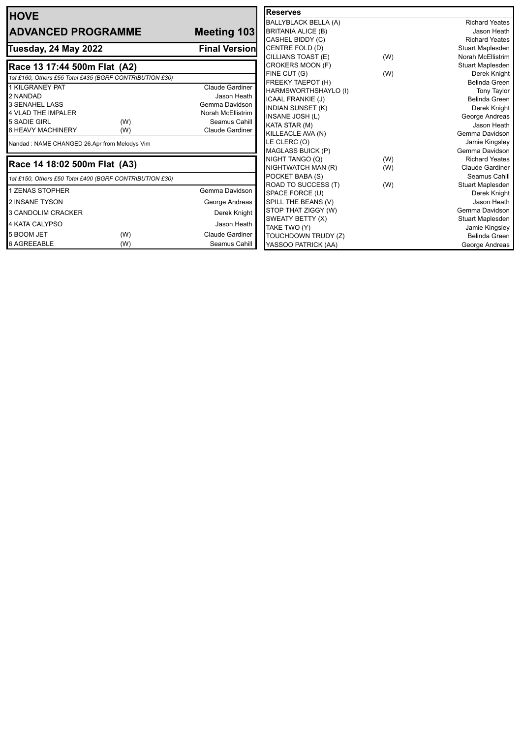# HOVE

## ADVANCED PROGRAMME — Meeting 103

**Tuesday, 24 May 2022** — **Final Version**

## Race 13 17:44 500m Flat (A2)

*1st £160, Others £55 Total £435 (BGRF CONTRIBUTION £30)*

| | | |
|---|---|---|
| 1 KILGRANEY PAT | | Claude Gardiner |
| 2 NANDAD | | Jason Heath |
| 3 SENAHEL LASS | | Gemma Davidson |
| 4 VLAD THE IMPALER | | Norah McEllistrim |
| 5 SADIE GIRL | (W) | Seamus Cahill |
| 6 HEAVY MACHINERY | (W) | Claude Gardiner |

Nandad : NAME CHANGED 26.Apr from Melodys Vim

## Race 14 18:02 500m Flat (A3)

*1st £150, Others £50 Total £400 (BGRF CONTRIBUTION £30)*

| | | |
|---|---|---|
| 1 ZENAS STOPHER | | Gemma Davidson |
| 2 INSANE TYSON | | George Andreas |
| 3 CANDOLIM CRACKER | | Derek Knight |
| 4 KATA CALYPSO | | Jason Heath |
| 5 BOOM JET | (W) | Claude Gardiner |
| 6 AGREEABLE | (W) | Seamus Cahill |

## Reserves

| | | |
|---|---|---|
| BALLYBLACK BELLA (A) | | Richard Yeates |
| BRITANIA ALICE (B) | | Jason Heath |
| CASHEL BIDDY (C) | | Richard Yeates |
| CENTRE FOLD (D) | | Stuart Maplesden |
| CILLIANS TOAST (E) | (W) | Norah McEllistrim |
| CROKERS MOON (F) | | Stuart Maplesden |
| FINE CUT (G) | (W) | Derek Knight |
| FREEKY TAEPOT (H) | | Belinda Green |
| HARMSWORTHSHAYLO (I) | | Tony Taylor |
| ICAAL FRANKIE (J) | | Belinda Green |
| INDIAN SUNSET (K) | | Derek Knight |
| INSANE JOSH (L) | | George Andreas |
| KATA STAR (M) | | Jason Heath |
| KILLEACLE AVA (N) | | Gemma Davidson |
| LE CLERC (O) | | Jamie Kingsley |
| MAGLASS BUICK (P) | | Gemma Davidson |
| NIGHT TANGO (Q) | (W) | Richard Yeates |
| NIGHTWATCH MAN (R) | (W) | Claude Gardiner |
| POCKET BABA (S) | | Seamus Cahill |
| ROAD TO SUCCESS (T) | (W) | Stuart Maplesden |
| SPACE FORCE (U) | | Derek Knight |
| SPILL THE BEANS (V) | | Jason Heath |
| STOP THAT ZIGGY (W) | | Gemma Davidson |
| SWEATY BETTY (X) | | Stuart Maplesden |
| TAKE TWO (Y) | | Jamie Kingsley |
| TOUCHDOWN TRUDY (Z) | | Belinda Green |
| YASSOO PATRICK (AA) | | George Andreas |